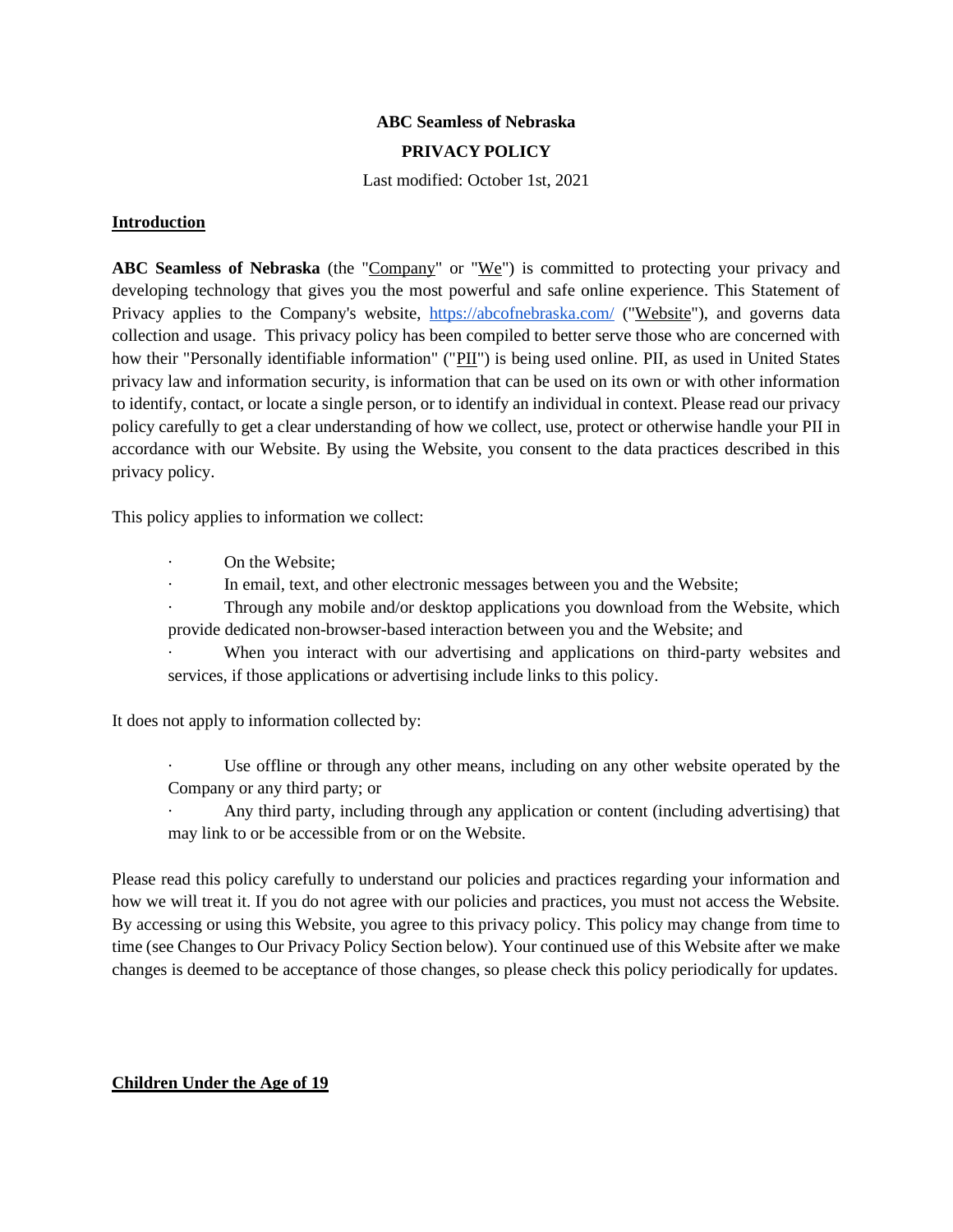**ABC Seamless of Nebraska**

**PRIVACY POLICY**

Last modified: October 1st, 2021

## Introduction

**ABC Seamless of Nebraska** (the "Company" or "We") is committed to protecting your privacy and developing technology that gives you the most powerful and safe online experience. This Statement of Privacy applies to the Company's website, https://abcofnebraska.com/ ("Website"), and governs data collection and usage. This privacy policy has been compiled to better serve those who are concerned with how their "Personally identifiable information" ("PII") is being used online. PII, as used in United States privacy law and information security, is information that can be used on its own or with other information to identify, contact, or locate a single person, or to identify an individual in context. Please read our privacy policy carefully to get a clear understanding of how we collect, use, protect or otherwise handle your PII in accordance with our Website. By using the Website, you consent to the data practices described in this privacy policy.

This policy applies to information we collect:

- On the Website;
- In email, text, and other electronic messages between you and the Website;
- Through any mobile and/or desktop applications you download from the Website, which provide dedicated non-browser-based interaction between you and the Website; and
- When you interact with our advertising and applications on third-party websites and services, if those applications or advertising include links to this policy.

It does not apply to information collected by:

- Use offline or through any other means, including on any other website operated by the Company or any third party; or
- Any third party, including through any application or content (including advertising) that may link to or be accessible from or on the Website.

Please read this policy carefully to understand our policies and practices regarding your information and how we will treat it. If you do not agree with our policies and practices, you must not access the Website. By accessing or using this Website, you agree to this privacy policy. This policy may change from time to time (see Changes to Our Privacy Policy Section below). Your continued use of this Website after we make changes is deemed to be acceptance of those changes, so please check this policy periodically for updates.

## Children Under the Age of 19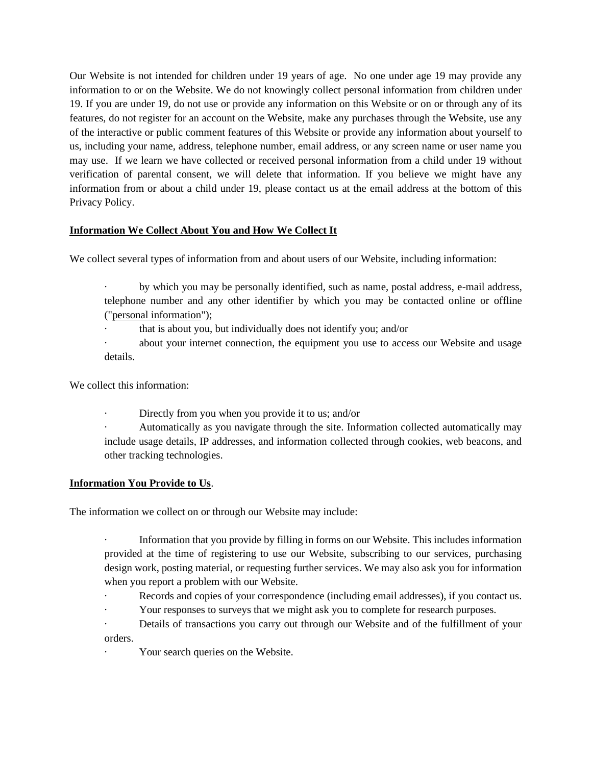Our Website is not intended for children under 19 years of age. No one under age 19 may provide any information to or on the Website. We do not knowingly collect personal information from children under 19. If you are under 19, do not use or provide any information on this Website or on or through any of its features, do not register for an account on the Website, make any purchases through the Website, use any of the interactive or public comment features of this Website or provide any information about yourself to us, including your name, address, telephone number, email address, or any screen name or user name you may use. If we learn we have collected or received personal information from a child under 19 without verification of parental consent, we will delete that information. If you believe we might have any information from or about a child under 19, please contact us at the email address at the bottom of this Privacy Policy.

**Information We Collect About You and How We Collect It**

We collect several types of information from and about users of our Website, including information:

- by which you may be personally identified, such as name, postal address, e-mail address, telephone number and any other identifier by which you may be contacted online or offline ("personal information");
- that is about you, but individually does not identify you; and/or
- about your internet connection, the equipment you use to access our Website and usage details.

We collect this information:

- Directly from you when you provide it to us; and/or
- Automatically as you navigate through the site. Information collected automatically may include usage details, IP addresses, and information collected through cookies, web beacons, and other tracking technologies.

**Information You Provide to Us**.

The information we collect on or through our Website may include:

- Information that you provide by filling in forms on our Website. This includes information provided at the time of registering to use our Website, subscribing to our services, purchasing design work, posting material, or requesting further services. We may also ask you for information when you report a problem with our Website.
- Records and copies of your correspondence (including email addresses), if you contact us.
- Your responses to surveys that we might ask you to complete for research purposes.
- Details of transactions you carry out through our Website and of the fulfillment of your orders.
- Your search queries on the Website.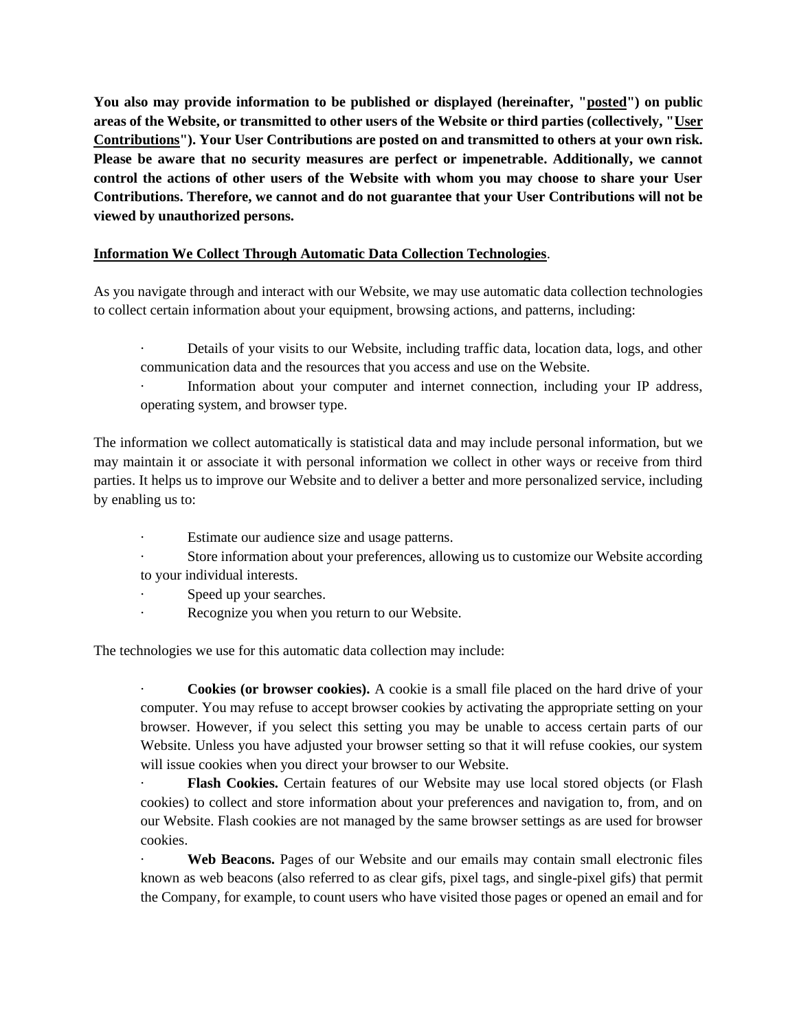**You also may provide information to be published or displayed (hereinafter, "<u>posted</u>") on public areas of the Website, or transmitted to other users of the Website or third parties (collectively, "<u>User Contributions</u>"). Your User Contributions are posted on and transmitted to others at your own risk. Please be aware that no security measures are perfect or impenetrable. Additionally, we cannot control the actions of other users of the Website with whom you may choose to share your User Contributions. Therefore, we cannot and do not guarantee that your User Contributions will not be viewed by unauthorized persons.**

**<u>Information We Collect Through Automatic Data Collection Technologies</u>**.

As you navigate through and interact with our Website, we may use automatic data collection technologies to collect certain information about your equipment, browsing actions, and patterns, including:

- Details of your visits to our Website, including traffic data, location data, logs, and other communication data and the resources that you access and use on the Website.
- Information about your computer and internet connection, including your IP address, operating system, and browser type.

The information we collect automatically is statistical data and may include personal information, but we may maintain it or associate it with personal information we collect in other ways or receive from third parties. It helps us to improve our Website and to deliver a better and more personalized service, including by enabling us to:

- Estimate our audience size and usage patterns.
- Store information about your preferences, allowing us to customize our Website according to your individual interests.
- Speed up your searches.
- Recognize you when you return to our Website.

The technologies we use for this automatic data collection may include:

- **Cookies (or browser cookies).** A cookie is a small file placed on the hard drive of your computer. You may refuse to accept browser cookies by activating the appropriate setting on your browser. However, if you select this setting you may be unable to access certain parts of our Website. Unless you have adjusted your browser setting so that it will refuse cookies, our system will issue cookies when you direct your browser to our Website.
- **Flash Cookies.** Certain features of our Website may use local stored objects (or Flash cookies) to collect and store information about your preferences and navigation to, from, and on our Website. Flash cookies are not managed by the same browser settings as are used for browser cookies.
- **Web Beacons.** Pages of our Website and our emails may contain small electronic files known as web beacons (also referred to as clear gifs, pixel tags, and single-pixel gifs) that permit the Company, for example, to count users who have visited those pages or opened an email and for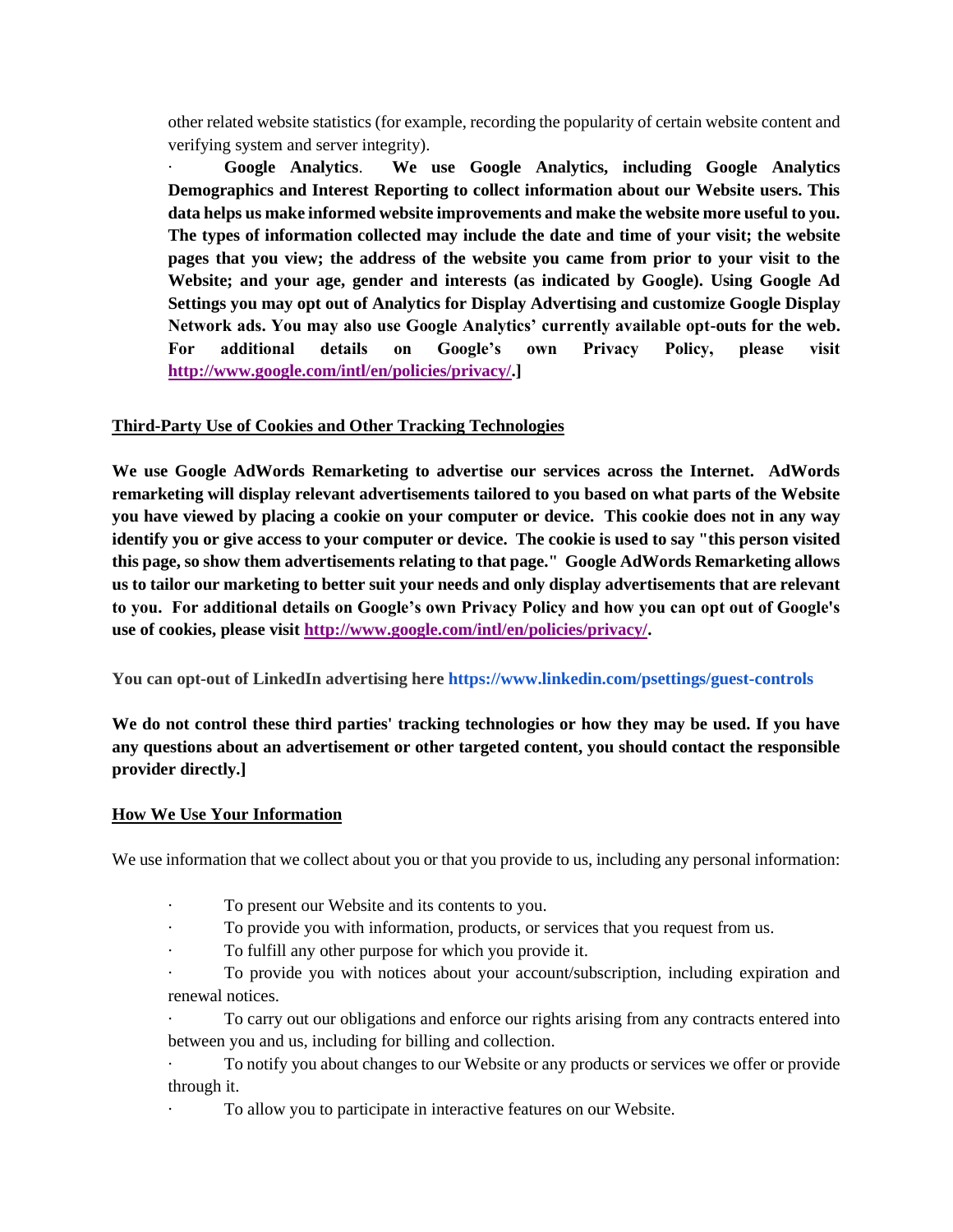other related website statistics (for example, recording the popularity of certain website content and verifying system and server integrity).

- **Google Analytics**. **We use Google Analytics, including Google Analytics Demographics and Interest Reporting to collect information about our Website users. This data helps us make informed website improvements and make the website more useful to you. The types of information collected may include the date and time of your visit; the website pages that you view; the address of the website you came from prior to your visit to the Website; and your age, gender and interests (as indicated by Google). Using Google Ad Settings you may opt out of Analytics for Display Advertising and customize Google Display Network ads. You may also use Google Analytics' currently available opt-outs for the web. For additional details on Google's own Privacy Policy, please visit [http://www.google.com/intl/en/policies/privacy/](http://www.google.com/intl/en/policies/privacy/).]**

**Third-Party Use of Cookies and Other Tracking Technologies**

**We use Google AdWords Remarketing to advertise our services across the Internet. AdWords remarketing will display relevant advertisements tailored to you based on what parts of the Website you have viewed by placing a cookie on your computer or device. This cookie does not in any way identify you or give access to your computer or device. The cookie is used to say "this person visited this page, so show them advertisements relating to that page." Google AdWords Remarketing allows us to tailor our marketing to better suit your needs and only display advertisements that are relevant to you. For additional details on Google's own Privacy Policy and how you can opt out of Google's use of cookies, please visit [http://www.google.com/intl/en/policies/privacy/](http://www.google.com/intl/en/policies/privacy/).**

**You can opt-out of LinkedIn advertising here https://www.linkedin.com/psettings/guest-controls**

**We do not control these third parties' tracking technologies or how they may be used. If you have any questions about an advertisement or other targeted content, you should contact the responsible provider directly.]**

**How We Use Your Information**

We use information that we collect about you or that you provide to us, including any personal information:

- To present our Website and its contents to you.
- To provide you with information, products, or services that you request from us.
- To fulfill any other purpose for which you provide it.
- To provide you with notices about your account/subscription, including expiration and renewal notices.
- To carry out our obligations and enforce our rights arising from any contracts entered into between you and us, including for billing and collection.
- To notify you about changes to our Website or any products or services we offer or provide through it.
- To allow you to participate in interactive features on our Website.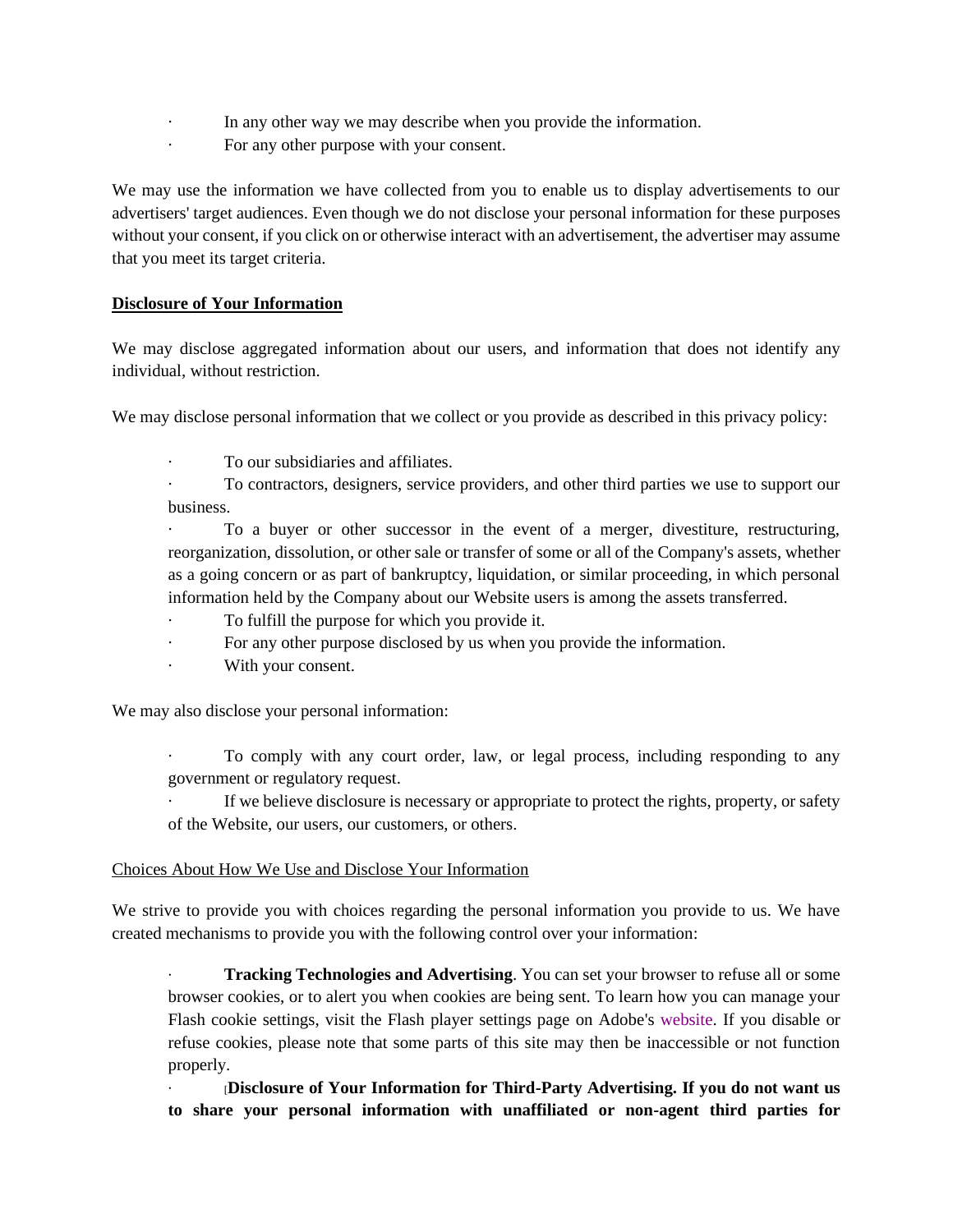- In any other way we may describe when you provide the information.
- For any other purpose with your consent.

We may use the information we have collected from you to enable us to display advertisements to our advertisers' target audiences. Even though we do not disclose your personal information for these purposes without your consent, if you click on or otherwise interact with an advertisement, the advertiser may assume that you meet its target criteria.

**<u>Disclosure of Your Information</u>**

We may disclose aggregated information about our users, and information that does not identify any individual, without restriction.

We may disclose personal information that we collect or you provide as described in this privacy policy:

- To our subsidiaries and affiliates.
- To contractors, designers, service providers, and other third parties we use to support our business.
- To a buyer or other successor in the event of a merger, divestiture, restructuring, reorganization, dissolution, or other sale or transfer of some or all of the Company's assets, whether as a going concern or as part of bankruptcy, liquidation, or similar proceeding, in which personal information held by the Company about our Website users is among the assets transferred.
- To fulfill the purpose for which you provide it.
- For any other purpose disclosed by us when you provide the information.
- With your consent.

We may also disclose your personal information:

- To comply with any court order, law, or legal process, including responding to any government or regulatory request.
- If we believe disclosure is necessary or appropriate to protect the rights, property, or safety of the Website, our users, our customers, or others.

<u>Choices About How We Use and Disclose Your Information</u>

We strive to provide you with choices regarding the personal information you provide to us. We have created mechanisms to provide you with the following control over your information:

- **Tracking Technologies and Advertising**. You can set your browser to refuse all or some browser cookies, or to alert you when cookies are being sent. To learn how you can manage your Flash cookie settings, visit the Flash player settings page on Adobe's website. If you disable or refuse cookies, please note that some parts of this site may then be inaccessible or not function properly.
- [**Disclosure of Your Information for Third-Party Advertising. If you do not want us to share your personal information with unaffiliated or non-agent third parties for**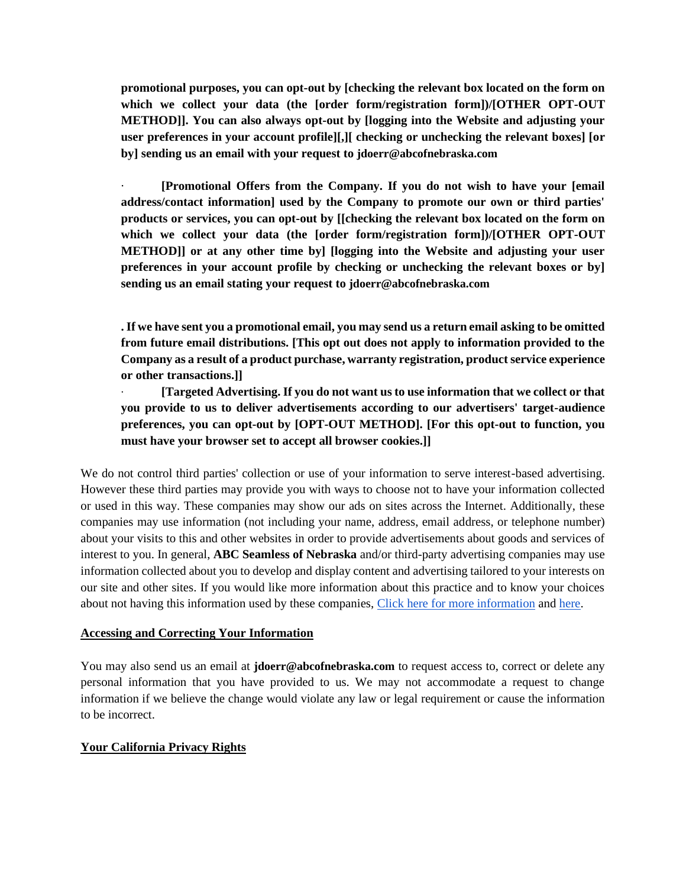**promotional purposes, you can opt-out by [checking the relevant box located on the form on which we collect your data (the [order form/registration form])/[OTHER OPT-OUT METHOD]]. You can also always opt-out by [logging into the Website and adjusting your user preferences in your account profile][,][ checking or unchecking the relevant boxes] [or by] sending us an email with your request to jdoerr@abcofnebraska.com**

- **[Promotional Offers from the Company. If you do not wish to have your [email address/contact information] used by the Company to promote our own or third parties' products or services, you can opt-out by [[checking the relevant box located on the form on which we collect your data (the [order form/registration form])/[OTHER OPT-OUT METHOD]] or at any other time by] [logging into the Website and adjusting your user preferences in your account profile by checking or unchecking the relevant boxes or by] sending us an email stating your request to jdoerr@abcofnebraska.com**

**. If we have sent you a promotional email, you may send us a return email asking to be omitted from future email distributions. [This opt out does not apply to information provided to the Company as a result of a product purchase, warranty registration, product service experience or other transactions.]]**

- **[Targeted Advertising. If you do not want us to use information that we collect or that you provide to us to deliver advertisements according to our advertisers' target-audience preferences, you can opt-out by [OPT-OUT METHOD]. [For this opt-out to function, you must have your browser set to accept all browser cookies.]]**

We do not control third parties' collection or use of your information to serve interest-based advertising. However these third parties may provide you with ways to choose not to have your information collected or used in this way. These companies may show our ads on sites across the Internet. Additionally, these companies may use information (not including your name, address, email address, or telephone number) about your visits to this and other websites in order to provide advertisements about goods and services of interest to you. In general, **ABC Seamless of Nebraska** and/or third-party advertising companies may use information collected about you to develop and display content and advertising tailored to your interests on our site and other sites. If you would like more information about this practice and to know your choices about not having this information used by these companies, Click here for more information and here.

## Accessing and Correcting Your Information

You may also send us an email at **jdoerr@abcofnebraska.com** to request access to, correct or delete any personal information that you have provided to us. We may not accommodate a request to change information if we believe the change would violate any law or legal requirement or cause the information to be incorrect.

## Your California Privacy Rights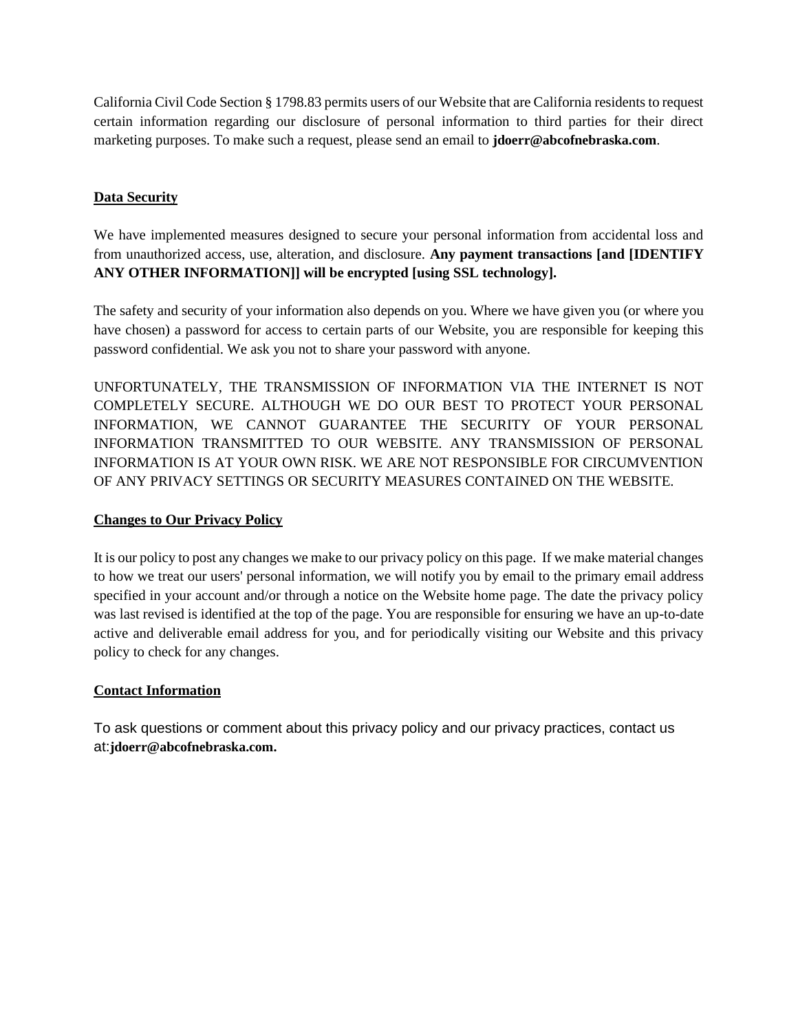California Civil Code Section § 1798.83 permits users of our Website that are California residents to request certain information regarding our disclosure of personal information to third parties for their direct marketing purposes. To make such a request, please send an email to **jdoerr@abcofnebraska.com**.

## Data Security

We have implemented measures designed to secure your personal information from accidental loss and from unauthorized access, use, alteration, and disclosure. **Any payment transactions [and [IDENTIFY ANY OTHER INFORMATION]] will be encrypted [using SSL technology].**

The safety and security of your information also depends on you. Where we have given you (or where you have chosen) a password for access to certain parts of our Website, you are responsible for keeping this password confidential. We ask you not to share your password with anyone.

UNFORTUNATELY, THE TRANSMISSION OF INFORMATION VIA THE INTERNET IS NOT COMPLETELY SECURE. ALTHOUGH WE DO OUR BEST TO PROTECT YOUR PERSONAL INFORMATION, WE CANNOT GUARANTEE THE SECURITY OF YOUR PERSONAL INFORMATION TRANSMITTED TO OUR WEBSITE. ANY TRANSMISSION OF PERSONAL INFORMATION IS AT YOUR OWN RISK. WE ARE NOT RESPONSIBLE FOR CIRCUMVENTION OF ANY PRIVACY SETTINGS OR SECURITY MEASURES CONTAINED ON THE WEBSITE.

## Changes to Our Privacy Policy

It is our policy to post any changes we make to our privacy policy on this page. If we make material changes to how we treat our users' personal information, we will notify you by email to the primary email address specified in your account and/or through a notice on the Website home page. The date the privacy policy was last revised is identified at the top of the page. You are responsible for ensuring we have an up-to-date active and deliverable email address for you, and for periodically visiting our Website and this privacy policy to check for any changes.

## Contact Information

To ask questions or comment about this privacy policy and our privacy practices, contact us at:**jdoerr@abcofnebraska.com.**